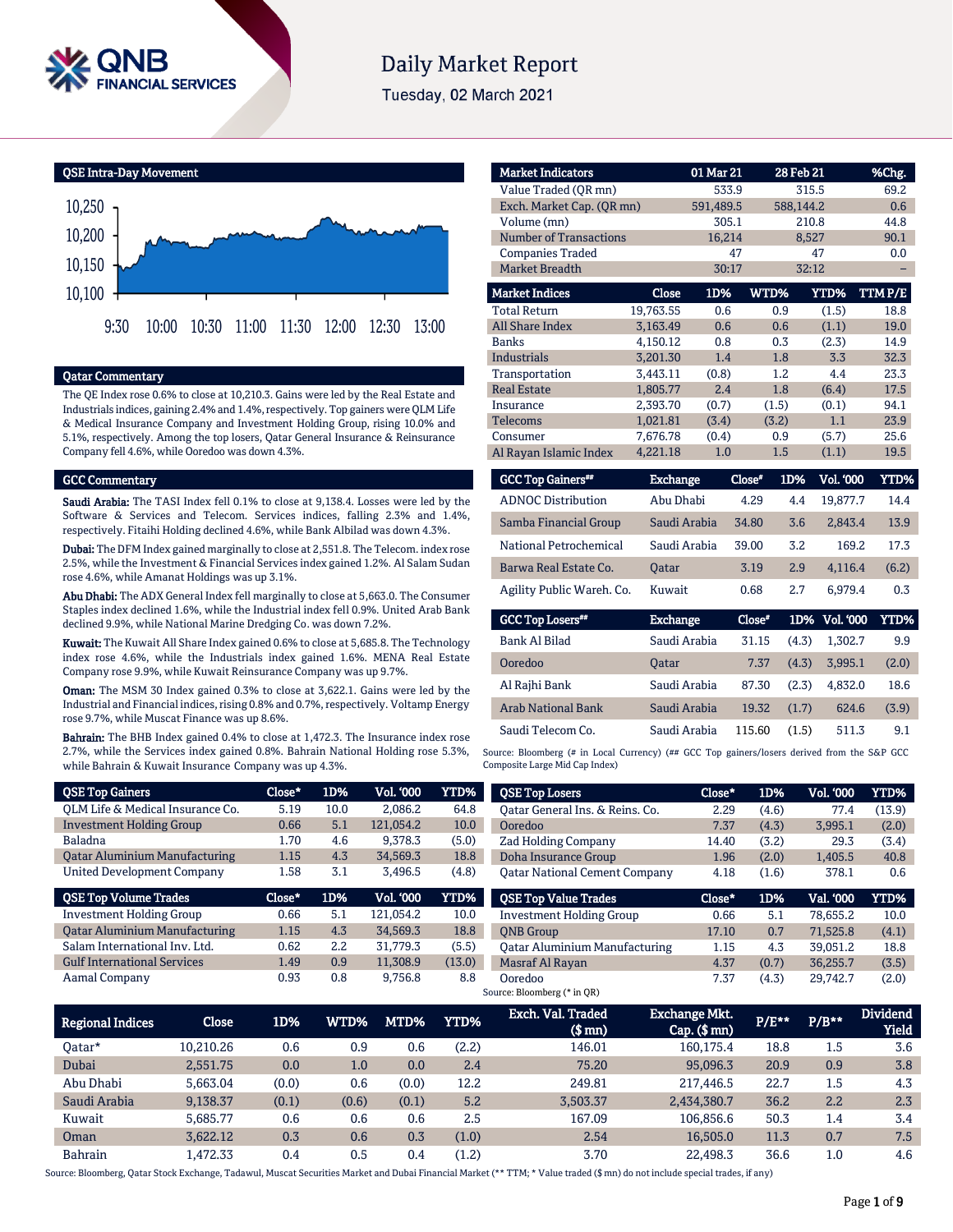# Daily Market Report

Tuesday, 02 March 2021

## QSE Intra-Day Movement

## Qatar Commentary

The QE Index rose 0.6% to close at 10,210.3. Gains were led by the Real Estate and Industrials indices, gaining 2.4% and 1.4%, respectively. Top gainers were QLM Life & Medical Insurance Company and Investment Holding Group, rising 10.0% and 5.1%, respectively. Among the top losers, Qatar General Insurance & Reinsurance Company fell 4.6%, while Ooredoo was down 4.3%.

## GCC Commentary

**Saudi Arabia:** The TASI Index fell 0.1% to close at 9,138.4. Losses were led by the Software & Services and Telecom. Services indices, falling 2.3% and 1.4%, respectively. Fitaihi Holding declined 4.6%, while Bank Albilad was down 4.3%.

**Dubai:** The DFM Index gained marginally to close at 2,551.8. The Telecom. index rose 2.5%, while the Investment & Financial Services index gained 1.2%. Al Salam Sudan rose 4.6%, while Amanat Holdings was up 3.1%.

**Abu Dhabi:** The ADX General Index fell marginally to close at 5,663.0. The Consumer Staples index declined 1.6%, while the Industrial index fell 0.9%. United Arab Bank declined 9.9%, while National Marine Dredging Co. was down 7.2%.

**Kuwait:** The Kuwait All Share Index gained 0.6% to close at 5,685.8. The Technology index rose 4.6%, while the Industrials index gained 1.6%. MENA Real Estate Company rose 9.9%, while Kuwait Reinsurance Company was up 9.7%.

**Oman:** The MSM 30 Index gained 0.3% to close at 3,622.1. Gains were led by the Industrial and Financial indices, rising 0.8% and 0.7%, respectively. Voltamp Energy rose 9.7%, while Muscat Finance was up 8.6%.

**Bahrain:** The BHB Index gained 0.4% to close at 1,472.3. The Insurance index rose 2.7%, while the Services index gained 0.8%. Bahrain National Holding rose 5.3%, while Bahrain & Kuwait Insurance Company was up 4.3%.

| Market Indicators | 01 Mar 21 | 28 Feb 21 | %Chg. |
|---|---|---|---|
| Value Traded (QR mn) | 533.9 | 315.5 | 69.2 |
| Exch. Market Cap. (QR mn) | 591,489.5 | 588,144.2 | 0.6 |
| Volume (mn) | 305.1 | 210.8 | 44.8 |
| Number of Transactions | 16,214 | 8,527 | 90.1 |
| Companies Traded | 47 | 47 | 0.0 |
| Market Breadth | 30:17 | 32:12 | – |

| Market Indices | Close | 1D% | WTD% | YTD% | TTM P/E |
|---|---|---|---|---|---|
| Total Return | 19,763.55 | 0.6 | 0.9 | (1.5) | 18.8 |
| All Share Index | 3,163.49 | 0.6 | 0.6 | (1.1) | 19.0 |
| Banks | 4,150.12 | 0.8 | 0.3 | (2.3) | 14.9 |
| Industrials | 3,201.30 | 1.4 | 1.8 | 3.3 | 32.3 |
| Transportation | 3,443.11 | (0.8) | 1.2 | 4.4 | 23.3 |
| Real Estate | 1,805.77 | 2.4 | 1.8 | (6.4) | 17.5 |
| Insurance | 2,393.70 | (0.7) | (1.5) | (0.1) | 94.1 |
| Telecoms | 1,021.81 | (3.4) | (3.2) | 1.1 | 23.9 |
| Consumer | 7,676.78 | (0.4) | 0.9 | (5.7) | 25.6 |
| Al Rayan Islamic Index | 4,221.18 | 1.0 | 1.5 | (1.1) | 19.5 |

| GCC Top Gainers## | Exchange | Close# | 1D% | Vol. '000 | YTD% |
|---|---|---|---|---|---|
| ADNOC Distribution | Abu Dhabi | 4.29 | 4.4 | 19,877.7 | 14.4 |
| Samba Financial Group | Saudi Arabia | 34.80 | 3.6 | 2,843.4 | 13.9 |
| National Petrochemical | Saudi Arabia | 39.00 | 3.2 | 169.2 | 17.3 |
| Barwa Real Estate Co. | Qatar | 3.19 | 2.9 | 4,116.4 | (6.2) |
| Agility Public Wareh. Co. | Kuwait | 0.68 | 2.7 | 6,979.4 | 0.3 |

| GCC Top Losers## | Exchange | Close# | 1D% | Vol. '000 | YTD% |
|---|---|---|---|---|---|
| Bank Al Bilad | Saudi Arabia | 31.15 | (4.3) | 1,302.7 | 9.9 |
| Ooredoo | Qatar | 7.37 | (4.3) | 3,995.1 | (2.0) |
| Al Rajhi Bank | Saudi Arabia | 87.30 | (2.3) | 4,832.0 | 18.6 |
| Arab National Bank | Saudi Arabia | 19.32 | (1.7) | 624.6 | (3.9) |
| Saudi Telecom Co. | Saudi Arabia | 115.60 | (1.5) | 511.3 | 9.1 |

Source: Bloomberg (# in Local Currency) (## GCC Top gainers/losers derived from the S&P GCC Composite Large Mid Cap Index)

| QSE Top Gainers | Close* | 1D% | Vol. '000 | YTD% |
|---|---|---|---|---|
| QLM Life & Medical Insurance Co. | 5.19 | 10.0 | 2,086.2 | 64.8 |
| Investment Holding Group | 0.66 | 5.1 | 121,054.2 | 10.0 |
| Baladna | 1.70 | 4.6 | 9,378.3 | (5.0) |
| Qatar Aluminium Manufacturing | 1.15 | 4.3 | 34,569.3 | 18.8 |
| United Development Company | 1.58 | 3.1 | 3,496.5 | (4.8) |

| QSE Top Volume Trades | Close* | 1D% | Vol. '000 | YTD% |
|---|---|---|---|---|
| Investment Holding Group | 0.66 | 5.1 | 121,054.2 | 10.0 |
| Qatar Aluminium Manufacturing | 1.15 | 4.3 | 34,569.3 | 18.8 |
| Salam International Inv. Ltd. | 0.62 | 2.2 | 31,779.3 | (5.5) |
| Gulf International Services | 1.49 | 0.9 | 11,308.9 | (13.0) |
| Aamal Company | 0.93 | 0.8 | 9,756.8 | 8.8 |

| QSE Top Losers | Close* | 1D% | Vol. '000 | YTD% |
|---|---|---|---|---|
| Qatar General Ins. & Reins. Co. | 2.29 | (4.6) | 77.4 | (13.9) |
| Ooredoo | 7.37 | (4.3) | 3,995.1 | (2.0) |
| Zad Holding Company | 14.40 | (3.2) | 29.3 | (3.4) |
| Doha Insurance Group | 1.96 | (2.0) | 1,405.5 | 40.8 |
| Qatar National Cement Company | 4.18 | (1.6) | 378.1 | 0.6 |

| QSE Top Value Trades | Close* | 1D% | Val. '000 | YTD% |
|---|---|---|---|---|
| Investment Holding Group | 0.66 | 5.1 | 78,655.2 | 10.0 |
| QNB Group | 17.10 | 0.7 | 71,525.8 | (4.1) |
| Qatar Aluminium Manufacturing | 1.15 | 4.3 | 39,051.2 | 18.8 |
| Masraf Al Rayan | 4.37 | (0.7) | 36,255.7 | (3.5) |
| Ooredoo | 7.37 | (4.3) | 29,742.7 | (2.0) |

Source: Bloomberg (* in QR)

| Regional Indices | Close | 1D% | WTD% | MTD% | YTD% | Exch. Val. Traded ($ mn) | Exchange Mkt. Cap. ($ mn) | P/E** | P/B** | Dividend Yield |
|---|---|---|---|---|---|---|---|---|---|---|
| Qatar* | 10,210.26 | 0.6 | 0.9 | 0.6 | (2.2) | 146.01 | 160,175.4 | 18.8 | 1.5 | 3.6 |
| Dubai | 2,551.75 | 0.0 | 1.0 | 0.0 | 2.4 | 75.20 | 95,096.3 | 20.9 | 0.9 | 3.8 |
| Abu Dhabi | 5,663.04 | (0.0) | 0.6 | (0.0) | 12.2 | 249.81 | 217,446.5 | 22.7 | 1.5 | 4.3 |
| Saudi Arabia | 9,138.37 | (0.1) | (0.6) | (0.1) | 5.2 | 3,503.37 | 2,434,380.7 | 36.2 | 2.2 | 2.3 |
| Kuwait | 5,685.77 | 0.6 | 0.6 | 0.6 | 2.5 | 167.09 | 106,856.6 | 50.3 | 1.4 | 3.4 |
| Oman | 3,622.12 | 0.3 | 0.6 | 0.3 | (1.0) | 2.54 | 16,505.0 | 11.3 | 0.7 | 7.5 |
| Bahrain | 1,472.33 | 0.4 | 0.5 | 0.4 | (1.2) | 3.70 | 22,498.3 | 36.6 | 1.0 | 4.6 |

Source: Bloomberg, Qatar Stock Exchange, Tadawul, Muscat Securities Market and Dubai Financial Market (** TTM; * Value traded ($ mn) do not include special trades, if any)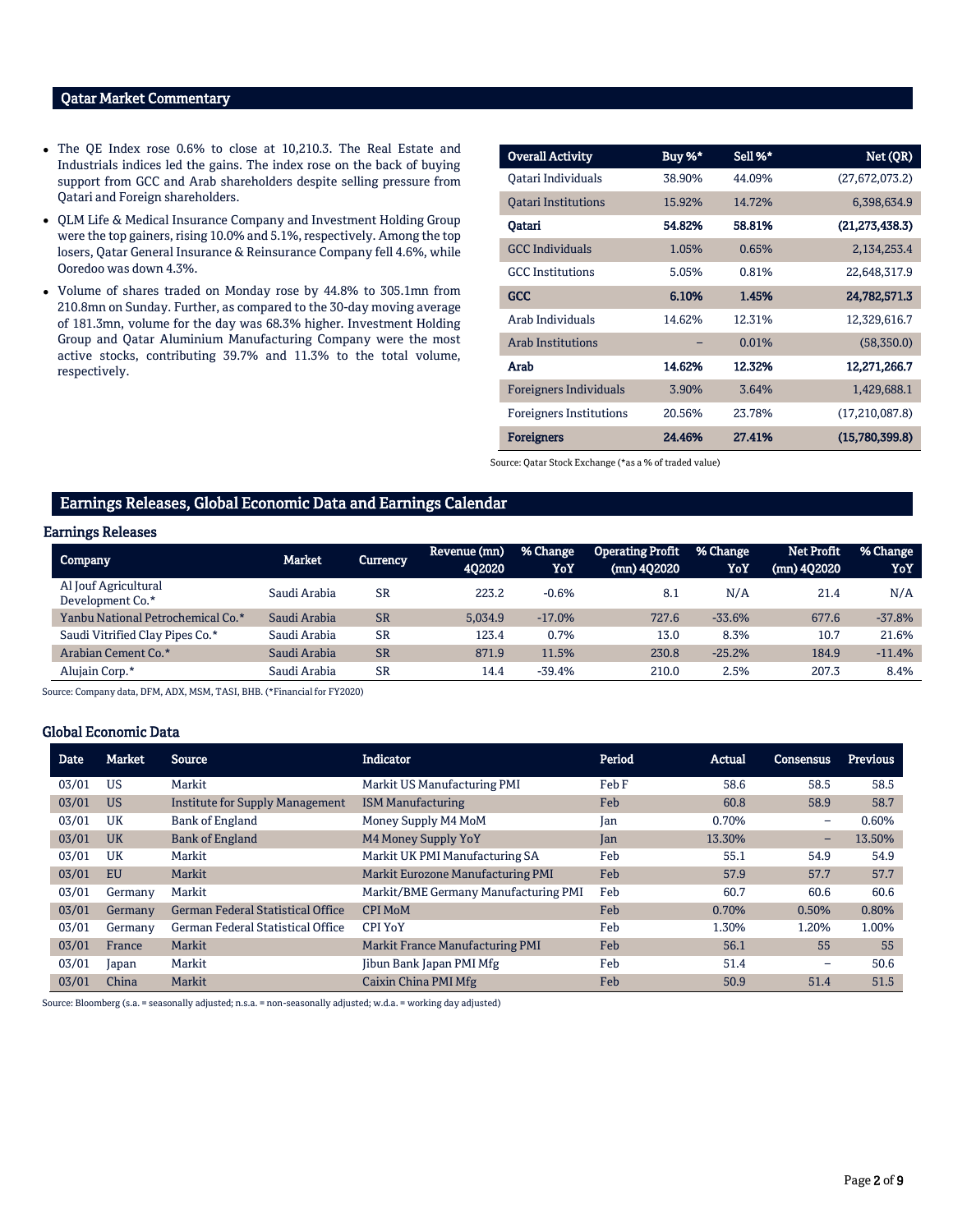## Qatar Market Commentary

- The QE Index rose 0.6% to close at 10,210.3. The Real Estate and Industrials indices led the gains. The index rose on the back of buying support from GCC and Arab shareholders despite selling pressure from Qatari and Foreign shareholders.
- QLM Life & Medical Insurance Company and Investment Holding Group were the top gainers, rising 10.0% and 5.1%, respectively. Among the top losers, Qatar General Insurance & Reinsurance Company fell 4.6%, while Ooredoo was down 4.3%.
- Volume of shares traded on Monday rose by 44.8% to 305.1mn from 210.8mn on Sunday. Further, as compared to the 30-day moving average of 181.3mn, volume for the day was 68.3% higher. Investment Holding Group and Qatar Aluminium Manufacturing Company were the most active stocks, contributing 39.7% and 11.3% to the total volume, respectively.

| Overall Activity | Buy %* | Sell %* | Net (QR) |
|---|---|---|---|
| Qatari Individuals | 38.90% | 44.09% | (27,672,073.2) |
| Qatari Institutions | 15.92% | 14.72% | 6,398,634.9 |
| **Qatari** | **54.82%** | **58.81%** | **(21,273,438.3)** |
| GCC Individuals | 1.05% | 0.65% | 2,134,253.4 |
| GCC Institutions | 5.05% | 0.81% | 22,648,317.9 |
| **GCC** | **6.10%** | **1.45%** | **24,782,571.3** |
| Arab Individuals | 14.62% | 12.31% | 12,329,616.7 |
| Arab Institutions | – | 0.01% | (58,350.0) |
| **Arab** | **14.62%** | **12.32%** | **12,271,266.7** |
| Foreigners Individuals | 3.90% | 3.64% | 1,429,688.1 |
| Foreigners Institutions | 20.56% | 23.78% | (17,210,087.8) |
| **Foreigners** | **24.46%** | **27.41%** | **(15,780,399.8)** |

Source: Qatar Stock Exchange (*as a % of traded value)

## Earnings Releases, Global Economic Data and Earnings Calendar

### Earnings Releases

| Company | Market | Currency | Revenue (mn) 4Q2020 | % Change YoY | Operating Profit (mn) 4Q2020 | % Change YoY | Net Profit (mn) 4Q2020 | % Change YoY |
|---|---|---|---|---|---|---|---|---|
| Al Jouf Agricultural Development Co.* | Saudi Arabia | SR | 223.2 | -0.6% | 8.1 | N/A | 21.4 | N/A |
| Yanbu National Petrochemical Co.* | Saudi Arabia | SR | 5,034.9 | -17.0% | 727.6 | -33.6% | 677.6 | -37.8% |
| Saudi Vitrified Clay Pipes Co.* | Saudi Arabia | SR | 123.4 | 0.7% | 13.0 | 8.3% | 10.7 | 21.6% |
| Arabian Cement Co.* | Saudi Arabia | SR | 871.9 | 11.5% | 230.8 | -25.2% | 184.9 | -11.4% |
| Alujain Corp.* | Saudi Arabia | SR | 14.4 | -39.4% | 210.0 | 2.5% | 207.3 | 8.4% |

Source: Company data, DFM, ADX, MSM, TASI, BHB. (*Financial for FY2020)

### Global Economic Data

| Date | Market | Source | Indicator | Period | Actual | Consensus | Previous |
|---|---|---|---|---|---|---|---|
| 03/01 | US | Markit | Markit US Manufacturing PMI | Feb F | 58.6 | 58.5 | 58.5 |
| 03/01 | US | Institute for Supply Management | ISM Manufacturing | Feb | 60.8 | 58.9 | 58.7 |
| 03/01 | UK | Bank of England | Money Supply M4 MoM | Jan | 0.70% | – | 0.60% |
| 03/01 | UK | Bank of England | M4 Money Supply YoY | Jan | 13.30% | – | 13.50% |
| 03/01 | UK | Markit | Markit UK PMI Manufacturing SA | Feb | 55.1 | 54.9 | 54.9 |
| 03/01 | EU | Markit | Markit Eurozone Manufacturing PMI | Feb | 57.9 | 57.7 | 57.7 |
| 03/01 | Germany | Markit | Markit/BME Germany Manufacturing PMI | Feb | 60.7 | 60.6 | 60.6 |
| 03/01 | Germany | German Federal Statistical Office | CPI MoM | Feb | 0.70% | 0.50% | 0.80% |
| 03/01 | Germany | German Federal Statistical Office | CPI YoY | Feb | 1.30% | 1.20% | 1.00% |
| 03/01 | France | Markit | Markit France Manufacturing PMI | Feb | 56.1 | 55 | 55 |
| 03/01 | Japan | Markit | Jibun Bank Japan PMI Mfg | Feb | 51.4 | – | 50.6 |
| 03/01 | China | Markit | Caixin China PMI Mfg | Feb | 50.9 | 51.4 | 51.5 |

Source: Bloomberg (s.a. = seasonally adjusted; n.s.a. = non-seasonally adjusted; w.d.a. = working day adjusted)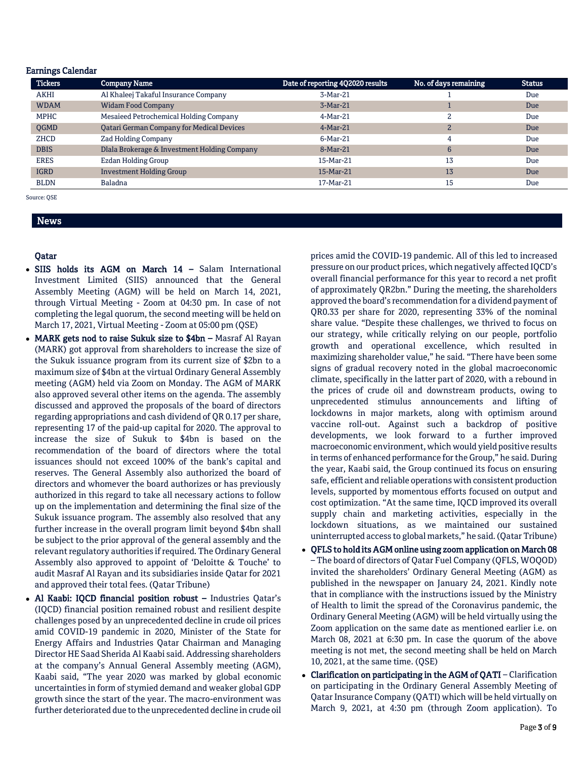## Earnings Calendar

| Tickers | Company Name | Date of reporting 4Q2020 results | No. of days remaining | Status |
|---|---|---|---|---|
| AKHI | Al Khaleej Takaful Insurance Company | 3-Mar-21 | 1 | Due |
| WDAM | Widam Food Company | 3-Mar-21 | 1 | Due |
| MPHC | Mesaieed Petrochemical Holding Company | 4-Mar-21 | 2 | Due |
| QGMD | Qatari German Company for Medical Devices | 4-Mar-21 | 2 | Due |
| ZHCD | Zad Holding Company | 6-Mar-21 | 4 | Due |
| DBIS | Dlala Brokerage & Investment Holding Company | 8-Mar-21 | 6 | Due |
| ERES | Ezdan Holding Group | 15-Mar-21 | 13 | Due |
| IGRD | Investment Holding Group | 15-Mar-21 | 13 | Due |
| BLDN | Baladna | 17-Mar-21 | 15 | Due |

Source: QSE

## News

### Qatar

- **SIIS holds its AGM on March 14 –** Salam International Investment Limited (SIIS) announced that the General Assembly Meeting (AGM) will be held on March 14, 2021, through Virtual Meeting - Zoom at 04:30 pm. In case of not completing the legal quorum, the second meeting will be held on March 17, 2021, Virtual Meeting - Zoom at 05:00 pm (QSE)
- **MARK gets nod to raise Sukuk size to $4bn –** Masraf Al Rayan (MARK) got approval from shareholders to increase the size of the Sukuk issuance program from its current size of $2bn to a maximum size of $4bn at the virtual Ordinary General Assembly meeting (AGM) held via Zoom on Monday. The AGM of MARK also approved several other items on the agenda. The assembly discussed and approved the proposals of the board of directors regarding appropriations and cash dividend of QR 0.17 per share, representing 17 of the paid-up capital for 2020. The approval to increase the size of Sukuk to $4bn is based on the recommendation of the board of directors where the total issuances should not exceed 100% of the bank's capital and reserves. The General Assembly also authorized the board of directors and whomever the board authorizes or has previously authorized in this regard to take all necessary actions to follow up on the implementation and determining the final size of the Sukuk issuance program. The assembly also resolved that any further increase in the overall program limit beyond $4bn shall be subject to the prior approval of the general assembly and the relevant regulatory authorities if required. The Ordinary General Assembly also approved to appoint of 'Deloitte & Touche' to audit Masraf Al Rayan and its subsidiaries inside Qatar for 2021 and approved their total fees. (Qatar Tribune)
- **Al Kaabi: IQCD financial position robust –** Industries Qatar's (IQCD) financial position remained robust and resilient despite challenges posed by an unprecedented decline in crude oil prices amid COVID-19 pandemic in 2020, Minister of the State for Energy Affairs and Industries Qatar Chairman and Managing Director HE Saad Sherida Al Kaabi said. Addressing shareholders at the company's Annual General Assembly meeting (AGM), Kaabi said, "The year 2020 was marked by global economic uncertainties in form of stymied demand and weaker global GDP growth since the start of the year. The macro-environment was further deteriorated due to the unprecedented decline in crude oil prices amid the COVID-19 pandemic. All of this led to increased pressure on our product prices, which negatively affected IQCD's overall financial performance for this year to record a net profit of approximately QR2bn." During the meeting, the shareholders approved the board's recommendation for a dividend payment of QR0.33 per share for 2020, representing 33% of the nominal share value. "Despite these challenges, we thrived to focus on our strategy, while critically relying on our people, portfolio growth and operational excellence, which resulted in maximizing shareholder value," he said. "There have been some signs of gradual recovery noted in the global macroeconomic climate, specifically in the latter part of 2020, with a rebound in the prices of crude oil and downstream products, owing to unprecedented stimulus announcements and lifting of lockdowns in major markets, along with optimism around vaccine roll-out. Against such a backdrop of positive developments, we look forward to a further improved macroeconomic environment, which would yield positive results in terms of enhanced performance for the Group," he said. During the year, Kaabi said, the Group continued its focus on ensuring safe, efficient and reliable operations with consistent production levels, supported by momentous efforts focused on output and cost optimization. "At the same time, IQCD improved its overall supply chain and marketing activities, especially in the lockdown situations, as we maintained our sustained uninterrupted access to global markets," he said. (Qatar Tribune)
- **QFLS to hold its AGM online using zoom application on March 08** – The board of directors of Qatar Fuel Company (QFLS, WOQOD) invited the shareholders' Ordinary General Meeting (AGM) as published in the newspaper on January 24, 2021. Kindly note that in compliance with the instructions issued by the Ministry of Health to limit the spread of the Coronavirus pandemic, the Ordinary General Meeting (AGM) will be held virtually using the Zoom application on the same date as mentioned earlier i.e. on March 08, 2021 at 6:30 pm. In case the quorum of the above meeting is not met, the second meeting shall be held on March 10, 2021, at the same time. (QSE)
- **Clarification on participating in the AGM of QATI** – Clarification on participating in the Ordinary General Assembly Meeting of Qatar Insurance Company (QATI) which will be held virtually on March 9, 2021, at 4:30 pm (through Zoom application). To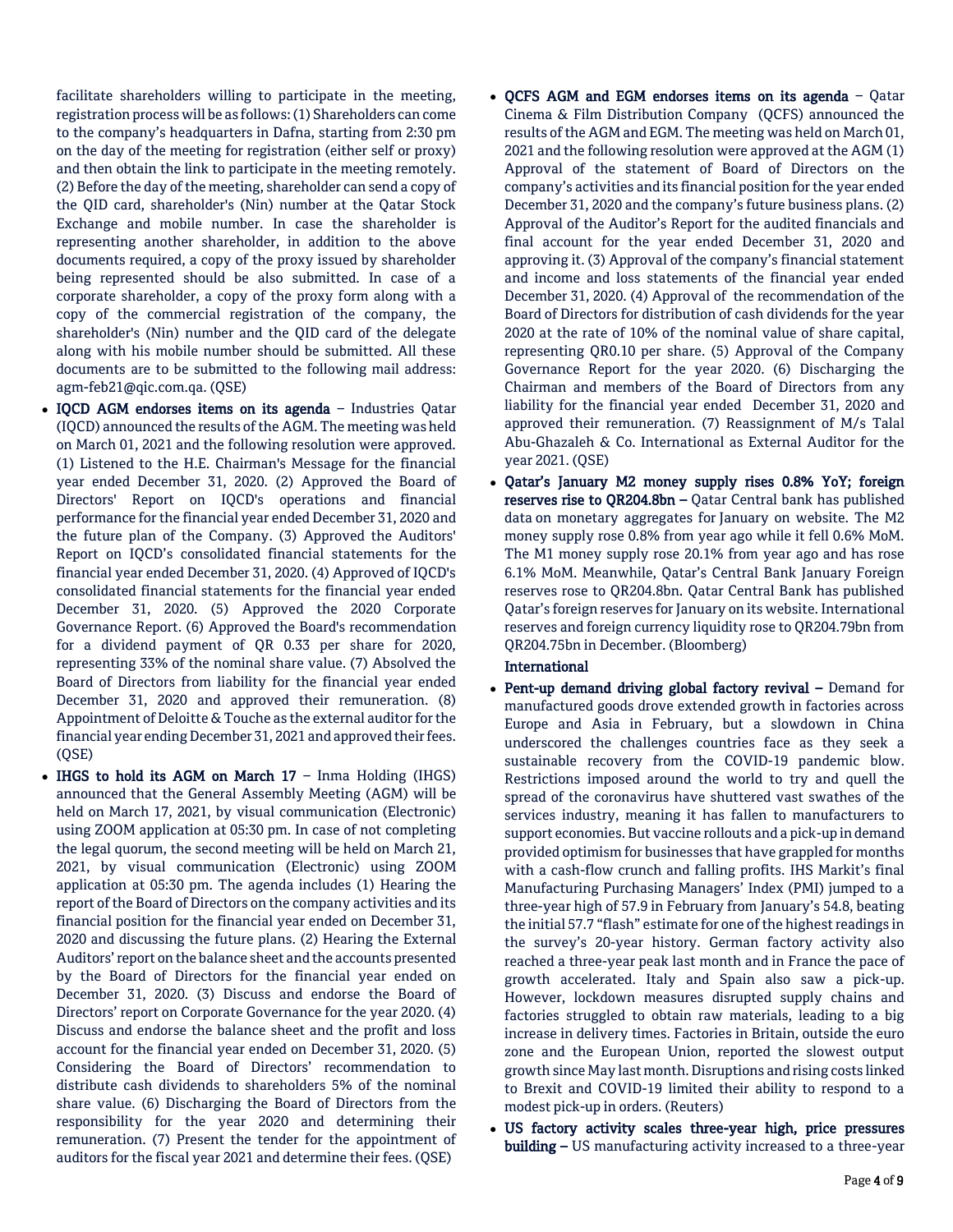facilitate shareholders willing to participate in the meeting, registration process will be as follows: (1) Shareholders can come to the company's headquarters in Dafna, starting from 2:30 pm on the day of the meeting for registration (either self or proxy) and then obtain the link to participate in the meeting remotely. (2) Before the day of the meeting, shareholder can send a copy of the QID card, shareholder's (Nin) number at the Qatar Stock Exchange and mobile number. In case the shareholder is representing another shareholder, in addition to the above documents required, a copy of the proxy issued by shareholder being represented should be also submitted. In case of a corporate shareholder, a copy of the proxy form along with a copy of the commercial registration of the company, the shareholder's (Nin) number and the QID card of the delegate along with his mobile number should be submitted. All these documents are to be submitted to the following mail address: agm-feb21@qic.com.qa. (QSE)

- **IQCD AGM endorses items on its agenda** – Industries Qatar (IQCD) announced the results of the AGM. The meeting was held on March 01, 2021 and the following resolution were approved. (1) Listened to the H.E. Chairman's Message for the financial year ended December 31, 2020. (2) Approved the Board of Directors' Report on IQCD's operations and financial performance for the financial year ended December 31, 2020 and the future plan of the Company. (3) Approved the Auditors' Report on IQCD's consolidated financial statements for the financial year ended December 31, 2020. (4) Approved of IQCD's consolidated financial statements for the financial year ended December 31, 2020. (5) Approved the 2020 Corporate Governance Report. (6) Approved the Board's recommendation for a dividend payment of QR 0.33 per share for 2020, representing 33% of the nominal share value. (7) Absolved the Board of Directors from liability for the financial year ended December 31, 2020 and approved their remuneration. (8) Appointment of Deloitte & Touche as the external auditor for the financial year ending December 31, 2021 and approved their fees. (QSE)
- **IHGS to hold its AGM on March 17** – Inma Holding (IHGS) announced that the General Assembly Meeting (AGM) will be held on March 17, 2021, by visual communication (Electronic) using ZOOM application at 05:30 pm. In case of not completing the legal quorum, the second meeting will be held on March 21, 2021, by visual communication (Electronic) using ZOOM application at 05:30 pm. The agenda includes (1) Hearing the report of the Board of Directors on the company activities and its financial position for the financial year ended on December 31, 2020 and discussing the future plans. (2) Hearing the External Auditors' report on the balance sheet and the accounts presented by the Board of Directors for the financial year ended on December 31, 2020. (3) Discuss and endorse the Board of Directors' report on Corporate Governance for the year 2020. (4) Discuss and endorse the balance sheet and the profit and loss account for the financial year ended on December 31, 2020. (5) Considering the Board of Directors' recommendation to distribute cash dividends to shareholders 5% of the nominal share value. (6) Discharging the Board of Directors from the responsibility for the year 2020 and determining their remuneration. (7) Present the tender for the appointment of auditors for the fiscal year 2021 and determine their fees. (QSE)
- **QCFS AGM and EGM endorses items on its agenda** – Qatar Cinema & Film Distribution Company (QCFS) announced the results of the AGM and EGM. The meeting was held on March 01, 2021 and the following resolution were approved at the AGM (1) Approval of the statement of Board of Directors on the company's activities and its financial position for the year ended December 31, 2020 and the company's future business plans. (2) Approval of the Auditor's Report for the audited financials and final account for the year ended December 31, 2020 and approving it. (3) Approval of the company's financial statement and income and loss statements of the financial year ended December 31, 2020. (4) Approval of the recommendation of the Board of Directors for distribution of cash dividends for the year 2020 at the rate of 10% of the nominal value of share capital, representing QR0.10 per share. (5) Approval of the Company Governance Report for the year 2020. (6) Discharging the Chairman and members of the Board of Directors from any liability for the financial year ended December 31, 2020 and approved their remuneration. (7) Reassignment of M/s Talal Abu-Ghazaleh & Co. International as External Auditor for the year 2021. (QSE)
- **Qatar's January M2 money supply rises 0.8% YoY; foreign reserves rise to QR204.8bn** – Qatar Central bank has published data on monetary aggregates for January on website. The M2 money supply rose 0.8% from year ago while it fell 0.6% MoM. The M1 money supply rose 20.1% from year ago and has rose 6.1% MoM. Meanwhile, Qatar's Central Bank January Foreign reserves rose to QR204.8bn. Qatar Central Bank has published Qatar's foreign reserves for January on its website. International reserves and foreign currency liquidity rose to QR204.79bn from QR204.75bn in December. (Bloomberg)

**International**

- **Pent-up demand driving global factory revival** – Demand for manufactured goods drove extended growth in factories across Europe and Asia in February, but a slowdown in China underscored the challenges countries face as they seek a sustainable recovery from the COVID-19 pandemic blow. Restrictions imposed around the world to try and quell the spread of the coronavirus have shuttered vast swathes of the services industry, meaning it has fallen to manufacturers to support economies. But vaccine rollouts and a pick-up in demand provided optimism for businesses that have grappled for months with a cash-flow crunch and falling profits. IHS Markit's final Manufacturing Purchasing Managers' Index (PMI) jumped to a three-year high of 57.9 in February from January's 54.8, beating the initial 57.7 "flash" estimate for one of the highest readings in the survey's 20-year history. German factory activity also reached a three-year peak last month and in France the pace of growth accelerated. Italy and Spain also saw a pick-up. However, lockdown measures disrupted supply chains and factories struggled to obtain raw materials, leading to a big increase in delivery times. Factories in Britain, outside the euro zone and the European Union, reported the slowest output growth since May last month. Disruptions and rising costs linked to Brexit and COVID-19 limited their ability to respond to a modest pick-up in orders. (Reuters)
- **US factory activity scales three-year high, price pressures building** – US manufacturing activity increased to a three-year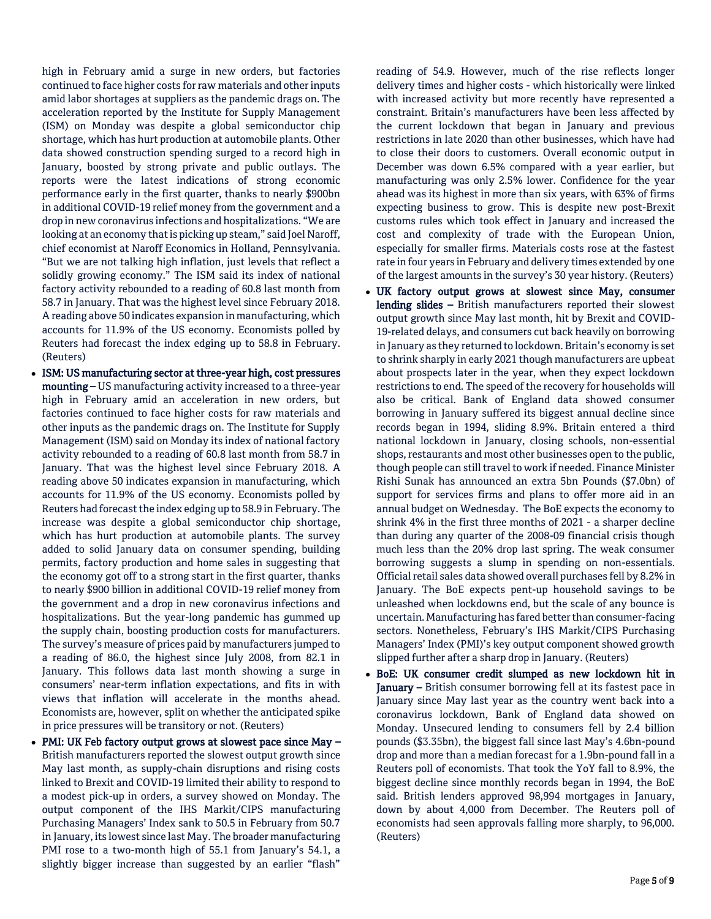high in February amid a surge in new orders, but factories continued to face higher costs for raw materials and other inputs amid labor shortages at suppliers as the pandemic drags on. The acceleration reported by the Institute for Supply Management (ISM) on Monday was despite a global semiconductor chip shortage, which has hurt production at automobile plants. Other data showed construction spending surged to a record high in January, boosted by strong private and public outlays. The reports were the latest indications of strong economic performance early in the first quarter, thanks to nearly \$900bn in additional COVID-19 relief money from the government and a drop in new coronavirus infections and hospitalizations. "We are looking at an economy that is picking up steam," said Joel Naroff, chief economist at Naroff Economics in Holland, Pennsylvania. "But we are not talking high inflation, just levels that reflect a solidly growing economy." The ISM said its index of national factory activity rebounded to a reading of 60.8 last month from 58.7 in January. That was the highest level since February 2018. A reading above 50 indicates expansion in manufacturing, which accounts for 11.9% of the US economy. Economists polled by Reuters had forecast the index edging up to 58.8 in February. (Reuters)

- **ISM: US manufacturing sector at three-year high, cost pressures mounting –** US manufacturing activity increased to a three-year high in February amid an acceleration in new orders, but factories continued to face higher costs for raw materials and other inputs as the pandemic drags on. The Institute for Supply Management (ISM) said on Monday its index of national factory activity rebounded to a reading of 60.8 last month from 58.7 in January. That was the highest level since February 2018. A reading above 50 indicates expansion in manufacturing, which accounts for 11.9% of the US economy. Economists polled by Reuters had forecast the index edging up to 58.9 in February. The increase was despite a global semiconductor chip shortage, which has hurt production at automobile plants. The survey added to solid January data on consumer spending, building permits, factory production and home sales in suggesting that the economy got off to a strong start in the first quarter, thanks to nearly \$900 billion in additional COVID-19 relief money from the government and a drop in new coronavirus infections and hospitalizations. But the year-long pandemic has gummed up the supply chain, boosting production costs for manufacturers. The survey's measure of prices paid by manufacturers jumped to a reading of 86.0, the highest since July 2008, from 82.1 in January. This follows data last month showing a surge in consumers' near-term inflation expectations, and fits in with views that inflation will accelerate in the months ahead. Economists are, however, split on whether the anticipated spike in price pressures will be transitory or not. (Reuters)
- **PMI: UK Feb factory output grows at slowest pace since May –** British manufacturers reported the slowest output growth since May last month, as supply-chain disruptions and rising costs linked to Brexit and COVID-19 limited their ability to respond to a modest pick-up in orders, a survey showed on Monday. The output component of the IHS Markit/CIPS manufacturing Purchasing Managers' Index sank to 50.5 in February from 50.7 in January, its lowest since last May. The broader manufacturing PMI rose to a two-month high of 55.1 from January's 54.1, a slightly bigger increase than suggested by an earlier "flash" reading of 54.9. However, much of the rise reflects longer delivery times and higher costs - which historically were linked with increased activity but more recently have represented a constraint. Britain's manufacturers have been less affected by the current lockdown that began in January and previous restrictions in late 2020 than other businesses, which have had to close their doors to customers. Overall economic output in December was down 6.5% compared with a year earlier, but manufacturing was only 2.5% lower. Confidence for the year ahead was its highest in more than six years, with 63% of firms expecting business to grow. This is despite new post-Brexit customs rules which took effect in January and increased the cost and complexity of trade with the European Union, especially for smaller firms. Materials costs rose at the fastest rate in four years in February and delivery times extended by one of the largest amounts in the survey's 30 year history. (Reuters)
- **UK factory output grows at slowest since May, consumer lending slides –** British manufacturers reported their slowest output growth since May last month, hit by Brexit and COVID-19-related delays, and consumers cut back heavily on borrowing in January as they returned to lockdown. Britain's economy is set to shrink sharply in early 2021 though manufacturers are upbeat about prospects later in the year, when they expect lockdown restrictions to end. The speed of the recovery for households will also be critical. Bank of England data showed consumer borrowing in January suffered its biggest annual decline since records began in 1994, sliding 8.9%. Britain entered a third national lockdown in January, closing schools, non-essential shops, restaurants and most other businesses open to the public, though people can still travel to work if needed. Finance Minister Rishi Sunak has announced an extra 5bn Pounds (\$7.0bn) of support for services firms and plans to offer more aid in an annual budget on Wednesday. The BoE expects the economy to shrink 4% in the first three months of 2021 - a sharper decline than during any quarter of the 2008-09 financial crisis though much less than the 20% drop last spring. The weak consumer borrowing suggests a slump in spending on non-essentials. Official retail sales data showed overall purchases fell by 8.2% in January. The BoE expects pent-up household savings to be unleashed when lockdowns end, but the scale of any bounce is uncertain. Manufacturing has fared better than consumer-facing sectors. Nonetheless, February's IHS Markit/CIPS Purchasing Managers' Index (PMI)'s key output component showed growth slipped further after a sharp drop in January. (Reuters)
- **BoE: UK consumer credit slumped as new lockdown hit in January –** British consumer borrowing fell at its fastest pace in January since May last year as the country went back into a coronavirus lockdown, Bank of England data showed on Monday. Unsecured lending to consumers fell by 2.4 billion pounds (\$3.35bn), the biggest fall since last May's 4.6bn-pound drop and more than a median forecast for a 1.9bn-pound fall in a Reuters poll of economists. That took the YoY fall to 8.9%, the biggest decline since monthly records began in 1994, the BoE said. British lenders approved 98,994 mortgages in January, down by about 4,000 from December. The Reuters poll of economists had seen approvals falling more sharply, to 96,000. (Reuters)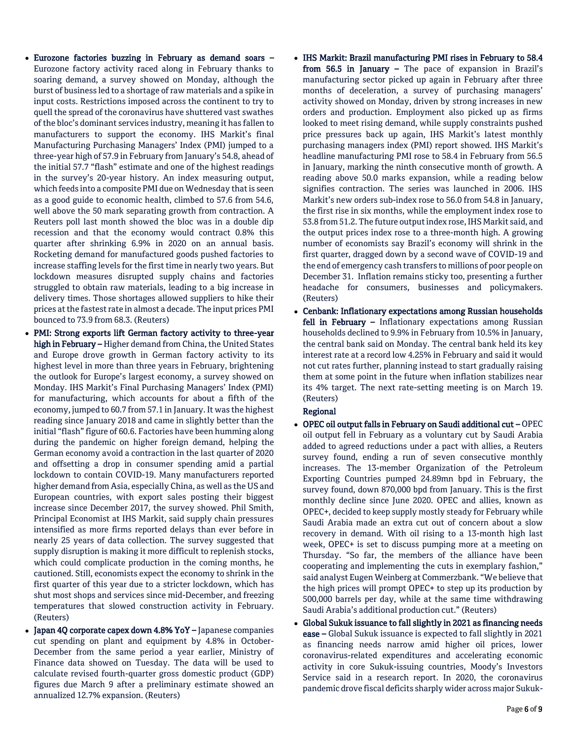- **Eurozone factories buzzing in February as demand soars –** Eurozone factory activity raced along in February thanks to soaring demand, a survey showed on Monday, although the burst of business led to a shortage of raw materials and a spike in input costs. Restrictions imposed across the continent to try to quell the spread of the coronavirus have shuttered vast swathes of the bloc's dominant services industry, meaning it has fallen to manufacturers to support the economy. IHS Markit's final Manufacturing Purchasing Managers' Index (PMI) jumped to a three-year high of 57.9 in February from January's 54.8, ahead of the initial 57.7 "flash" estimate and one of the highest readings in the survey's 20-year history. An index measuring output, which feeds into a composite PMI due on Wednesday that is seen as a good guide to economic health, climbed to 57.6 from 54.6, well above the 50 mark separating growth from contraction. A Reuters poll last month showed the bloc was in a double dip recession and that the economy would contract 0.8% this quarter after shrinking 6.9% in 2020 on an annual basis. Rocketing demand for manufactured goods pushed factories to increase staffing levels for the first time in nearly two years. But lockdown measures disrupted supply chains and factories struggled to obtain raw materials, leading to a big increase in delivery times. Those shortages allowed suppliers to hike their prices at the fastest rate in almost a decade. The input prices PMI bounced to 73.9 from 68.3. (Reuters)
- **PMI: Strong exports lift German factory activity to three-year high in February –** Higher demand from China, the United States and Europe drove growth in German factory activity to its highest level in more than three years in February, brightening the outlook for Europe's largest economy, a survey showed on Monday. IHS Markit's Final Purchasing Managers' Index (PMI) for manufacturing, which accounts for about a fifth of the economy, jumped to 60.7 from 57.1 in January. It was the highest reading since January 2018 and came in slightly better than the initial "flash" figure of 60.6. Factories have been humming along during the pandemic on higher foreign demand, helping the German economy avoid a contraction in the last quarter of 2020 and offsetting a drop in consumer spending amid a partial lockdown to contain COVID-19. Many manufacturers reported higher demand from Asia, especially China, as well as the US and European countries, with export sales posting their biggest increase since December 2017, the survey showed. Phil Smith, Principal Economist at IHS Markit, said supply chain pressures intensified as more firms reported delays than ever before in nearly 25 years of data collection. The survey suggested that supply disruption is making it more difficult to replenish stocks, which could complicate production in the coming months, he cautioned. Still, economists expect the economy to shrink in the first quarter of this year due to a stricter lockdown, which has shut most shops and services since mid-December, and freezing temperatures that slowed construction activity in February. (Reuters)
- **Japan 4Q corporate capex down 4.8% YoY –** Japanese companies cut spending on plant and equipment by 4.8% in October-December from the same period a year earlier, Ministry of Finance data showed on Tuesday. The data will be used to calculate revised fourth-quarter gross domestic product (GDP) figures due March 9 after a preliminary estimate showed an annualized 12.7% expansion. (Reuters)
- **IHS Markit: Brazil manufacturing PMI rises in February to 58.4 from 56.5 in January –** The pace of expansion in Brazil's manufacturing sector picked up again in February after three months of deceleration, a survey of purchasing managers' activity showed on Monday, driven by strong increases in new orders and production. Employment also picked up as firms looked to meet rising demand, while supply constraints pushed price pressures back up again, IHS Markit's latest monthly purchasing managers index (PMI) report showed. IHS Markit's headline manufacturing PMI rose to 58.4 in February from 56.5 in January, marking the ninth consecutive month of growth. A reading above 50.0 marks expansion, while a reading below signifies contraction. The series was launched in 2006. IHS Markit's new orders sub-index rose to 56.0 from 54.8 in January, the first rise in six months, while the employment index rose to 53.8 from 51.2. The future output index rose, IHS Markit said, and the output prices index rose to a three-month high. A growing number of economists say Brazil's economy will shrink in the first quarter, dragged down by a second wave of COVID-19 and the end of emergency cash transfers to millions of poor people on December 31. Inflation remains sticky too, presenting a further headache for consumers, businesses and policymakers. (Reuters)
- **Cenbank: Inflationary expectations among Russian households fell in February –** Inflationary expectations among Russian households declined to 9.9% in February from 10.5% in January, the central bank said on Monday. The central bank held its key interest rate at a record low 4.25% in February and said it would not cut rates further, planning instead to start gradually raising them at some point in the future when inflation stabilizes near its 4% target. The next rate-setting meeting is on March 19. (Reuters)

**Regional**

- **OPEC oil output falls in February on Saudi additional cut –** OPEC oil output fell in February as a voluntary cut by Saudi Arabia added to agreed reductions under a pact with allies, a Reuters survey found, ending a run of seven consecutive monthly increases. The 13-member Organization of the Petroleum Exporting Countries pumped 24.89mn bpd in February, the survey found, down 870,000 bpd from January. This is the first monthly decline since June 2020. OPEC and allies, known as OPEC+, decided to keep supply mostly steady for February while Saudi Arabia made an extra cut out of concern about a slow recovery in demand. With oil rising to a 13-month high last week, OPEC+ is set to discuss pumping more at a meeting on Thursday. "So far, the members of the alliance have been cooperating and implementing the cuts in exemplary fashion," said analyst Eugen Weinberg at Commerzbank. "We believe that the high prices will prompt OPEC+ to step up its production by 500,000 barrels per day, while at the same time withdrawing Saudi Arabia's additional production cut." (Reuters)
- **Global Sukuk issuance to fall slightly in 2021 as financing needs ease –** Global Sukuk issuance is expected to fall slightly in 2021 as financing needs narrow amid higher oil prices, lower coronavirus-related expenditures and accelerating economic activity in core Sukuk-issuing countries, Moody's Investors Service said in a research report. In 2020, the coronavirus pandemic drove fiscal deficits sharply wider across major Sukuk-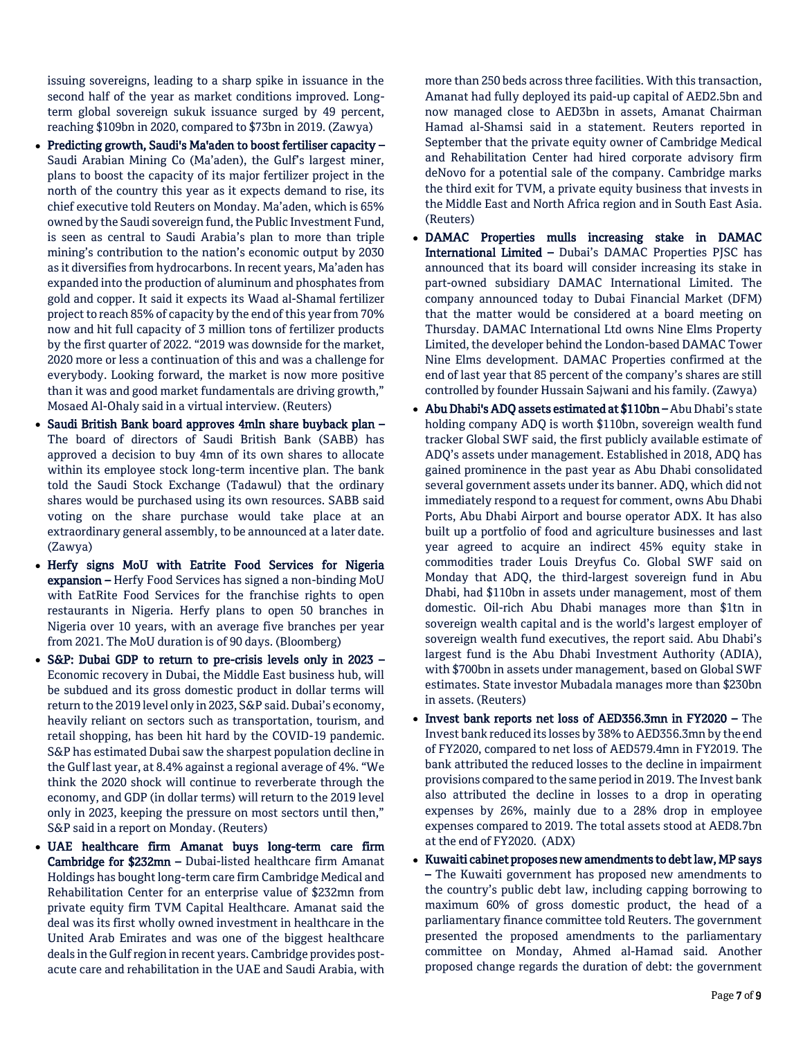issuing sovereigns, leading to a sharp spike in issuance in the second half of the year as market conditions improved. Long-term global sovereign sukuk issuance surged by 49 percent, reaching $109bn in 2020, compared to $73bn in 2019. (Zawya)

- **Predicting growth, Saudi's Ma'aden to boost fertiliser capacity –** Saudi Arabian Mining Co (Ma'aden), the Gulf's largest miner, plans to boost the capacity of its major fertilizer project in the north of the country this year as it expects demand to rise, its chief executive told Reuters on Monday. Ma'aden, which is 65% owned by the Saudi sovereign fund, the Public Investment Fund, is seen as central to Saudi Arabia's plan to more than triple mining's contribution to the nation's economic output by 2030 as it diversifies from hydrocarbons. In recent years, Ma'aden has expanded into the production of aluminum and phosphates from gold and copper. It said it expects its Waad al-Shamal fertilizer project to reach 85% of capacity by the end of this year from 70% now and hit full capacity of 3 million tons of fertilizer products by the first quarter of 2022. "2019 was downside for the market, 2020 more or less a continuation of this and was a challenge for everybody. Looking forward, the market is now more positive than it was and good market fundamentals are driving growth," Mosaed Al-Ohaly said in a virtual interview. (Reuters)
- **Saudi British Bank board approves 4mln share buyback plan –** The board of directors of Saudi British Bank (SABB) has approved a decision to buy 4mn of its own shares to allocate within its employee stock long-term incentive plan. The bank told the Saudi Stock Exchange (Tadawul) that the ordinary shares would be purchased using its own resources. SABB said voting on the share purchase would take place at an extraordinary general assembly, to be announced at a later date. (Zawya)
- **Herfy signs MoU with Eatrite Food Services for Nigeria expansion –** Herfy Food Services has signed a non-binding MoU with EatRite Food Services for the franchise rights to open restaurants in Nigeria. Herfy plans to open 50 branches in Nigeria over 10 years, with an average five branches per year from 2021. The MoU duration is of 90 days. (Bloomberg)
- **S&P: Dubai GDP to return to pre-crisis levels only in 2023 –** Economic recovery in Dubai, the Middle East business hub, will be subdued and its gross domestic product in dollar terms will return to the 2019 level only in 2023, S&P said. Dubai's economy, heavily reliant on sectors such as transportation, tourism, and retail shopping, has been hit hard by the COVID-19 pandemic. S&P has estimated Dubai saw the sharpest population decline in the Gulf last year, at 8.4% against a regional average of 4%. "We think the 2020 shock will continue to reverberate through the economy, and GDP (in dollar terms) will return to the 2019 level only in 2023, keeping the pressure on most sectors until then," S&P said in a report on Monday. (Reuters)
- **UAE healthcare firm Amanat buys long-term care firm Cambridge for $232mn –** Dubai-listed healthcare firm Amanat Holdings has bought long-term care firm Cambridge Medical and Rehabilitation Center for an enterprise value of $232mn from private equity firm TVM Capital Healthcare. Amanat said the deal was its first wholly owned investment in healthcare in the United Arab Emirates and was one of the biggest healthcare deals in the Gulf region in recent years. Cambridge provides post-acute care and rehabilitation in the UAE and Saudi Arabia, with more than 250 beds across three facilities. With this transaction, Amanat had fully deployed its paid-up capital of AED2.5bn and now managed close to AED3bn in assets, Amanat Chairman Hamad al-Shamsi said in a statement. Reuters reported in September that the private equity owner of Cambridge Medical and Rehabilitation Center had hired corporate advisory firm deNovo for a potential sale of the company. Cambridge marks the third exit for TVM, a private equity business that invests in the Middle East and North Africa region and in South East Asia. (Reuters)
- **DAMAC Properties mulls increasing stake in DAMAC International Limited –** Dubai's DAMAC Properties PJSC has announced that its board will consider increasing its stake in part-owned subsidiary DAMAC International Limited. The company announced today to Dubai Financial Market (DFM) that the matter would be considered at a board meeting on Thursday. DAMAC International Ltd owns Nine Elms Property Limited, the developer behind the London-based DAMAC Tower Nine Elms development. DAMAC Properties confirmed at the end of last year that 85 percent of the company's shares are still controlled by founder Hussain Sajwani and his family. (Zawya)
- **Abu Dhabi's ADQ assets estimated at $110bn –** Abu Dhabi's state holding company ADQ is worth $110bn, sovereign wealth fund tracker Global SWF said, the first publicly available estimate of ADQ's assets under management. Established in 2018, ADQ has gained prominence in the past year as Abu Dhabi consolidated several government assets under its banner. ADQ, which did not immediately respond to a request for comment, owns Abu Dhabi Ports, Abu Dhabi Airport and bourse operator ADX. It has also built up a portfolio of food and agriculture businesses and last year agreed to acquire an indirect 45% equity stake in commodities trader Louis Dreyfus Co. Global SWF said on Monday that ADQ, the third-largest sovereign fund in Abu Dhabi, had $110bn in assets under management, most of them domestic. Oil-rich Abu Dhabi manages more than $1tn in sovereign wealth capital and is the world's largest employer of sovereign wealth fund executives, the report said. Abu Dhabi's largest fund is the Abu Dhabi Investment Authority (ADIA), with $700bn in assets under management, based on Global SWF estimates. State investor Mubadala manages more than $230bn in assets. (Reuters)
- **Invest bank reports net loss of AED356.3mn in FY2020 –** The Invest bank reduced its losses by 38% to AED356.3mn by the end of FY2020, compared to net loss of AED579.4mn in FY2019. The bank attributed the reduced losses to the decline in impairment provisions compared to the same period in 2019. The Invest bank also attributed the decline in losses to a drop in operating expenses by 26%, mainly due to a 28% drop in employee expenses compared to 2019. The total assets stood at AED8.7bn at the end of FY2020. (ADX)
- **Kuwaiti cabinet proposes new amendments to debt law, MP says –** The Kuwaiti government has proposed new amendments to the country's public debt law, including capping borrowing to maximum 60% of gross domestic product, the head of a parliamentary finance committee told Reuters. The government presented the proposed amendments to the parliamentary committee on Monday, Ahmed al-Hamad said. Another proposed change regards the duration of debt: the government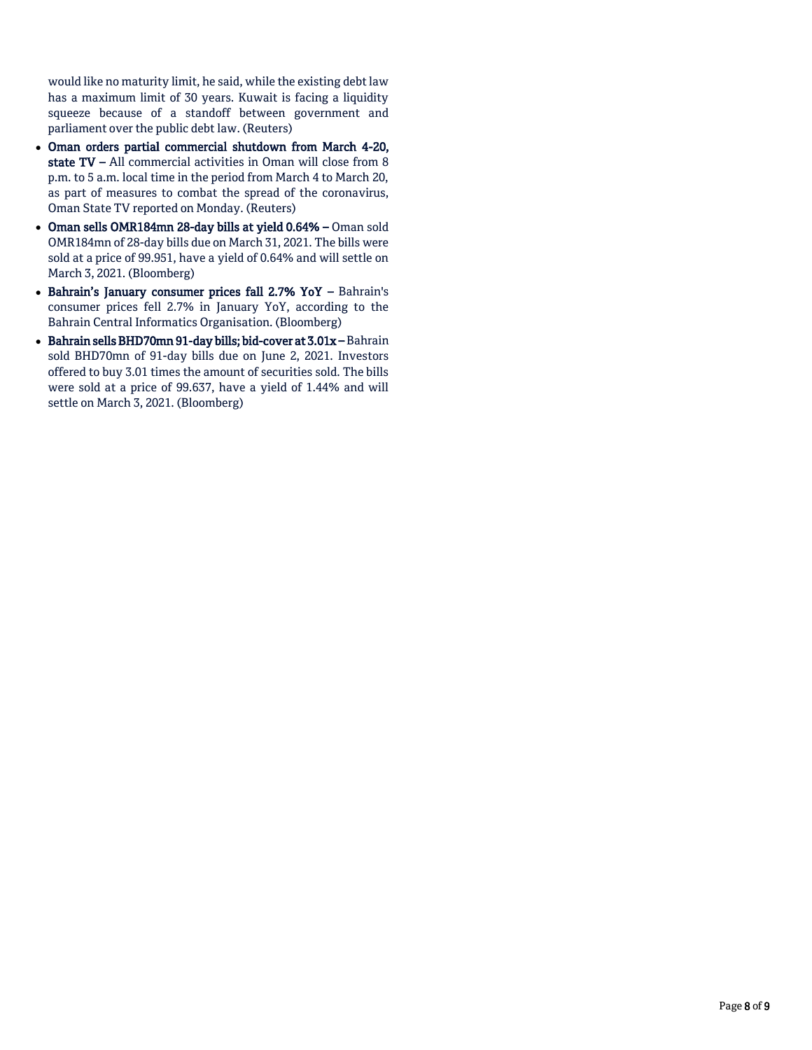would like no maturity limit, he said, while the existing debt law has a maximum limit of 30 years. Kuwait is facing a liquidity squeeze because of a standoff between government and parliament over the public debt law. (Reuters)

- **Oman orders partial commercial shutdown from March 4-20, state TV –** All commercial activities in Oman will close from 8 p.m. to 5 a.m. local time in the period from March 4 to March 20, as part of measures to combat the spread of the coronavirus, Oman State TV reported on Monday. (Reuters)
- **Oman sells OMR184mn 28-day bills at yield 0.64% –** Oman sold OMR184mn of 28-day bills due on March 31, 2021. The bills were sold at a price of 99.951, have a yield of 0.64% and will settle on March 3, 2021. (Bloomberg)
- **Bahrain's January consumer prices fall 2.7% YoY –** Bahrain's consumer prices fell 2.7% in January YoY, according to the Bahrain Central Informatics Organisation. (Bloomberg)
- **Bahrain sells BHD70mn 91-day bills; bid-cover at 3.01x –** Bahrain sold BHD70mn of 91-day bills due on June 2, 2021. Investors offered to buy 3.01 times the amount of securities sold. The bills were sold at a price of 99.637, have a yield of 1.44% and will settle on March 3, 2021. (Bloomberg)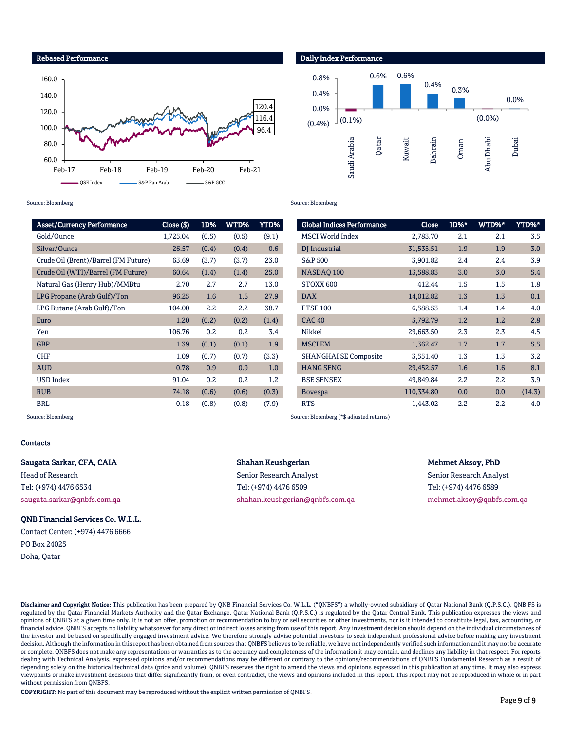## Rebased Performance

160.0
140.0
120.0
100.0
80.0
60.0

Feb-17
Feb-18
Feb-19
Feb-20
Feb-21

120.4
116.4
96.4

QSE Index
S&P Pan Arab
S&P GCC

Source: Bloomberg

## Daily Index Performance

0.8%
0.4%
0.0%
(0.4%)

(0.1%)
0.6%
0.6%
0.4%
0.3%
(0.0%)
0.0%

Saudi Arabia
Qatar
Kuwait
Bahrain
Oman
Abu Dhabi
Dubai

Source: Bloomberg

| Asset/Currency Performance | Close ($) | 1D% | WTD% | YTD% |
|---|---|---|---|---|
| Gold/Ounce | 1,725.04 | (0.5) | (0.5) | (9.1) |
| Silver/Ounce | 26.57 | (0.4) | (0.4) | 0.6 |
| Crude Oil (Brent)/Barrel (FM Future) | 63.69 | (3.7) | (3.7) | 23.0 |
| Crude Oil (WTI)/Barrel (FM Future) | 60.64 | (1.4) | (1.4) | 25.0 |
| Natural Gas (Henry Hub)/MMBtu | 2.70 | 2.7 | 2.7 | 13.0 |
| LPG Propane (Arab Gulf)/Ton | 96.25 | 1.6 | 1.6 | 27.9 |
| LPG Butane (Arab Gulf)/Ton | 104.00 | 2.2 | 2.2 | 38.7 |
| Euro | 1.20 | (0.2) | (0.2) | (1.4) |
| Yen | 106.76 | 0.2 | 0.2 | 3.4 |
| GBP | 1.39 | (0.1) | (0.1) | 1.9 |
| CHF | 1.09 | (0.7) | (0.7) | (3.3) |
| AUD | 0.78 | 0.9 | 0.9 | 1.0 |
| USD Index | 91.04 | 0.2 | 0.2 | 1.2 |
| RUB | 74.18 | (0.6) | (0.6) | (0.3) |
| BRL | 0.18 | (0.8) | (0.8) | (7.9) |

Source: Bloomberg

| Global Indices Performance | Close | 1D%* | WTD%* | YTD%* |
|---|---|---|---|---|
| MSCI World Index | 2,783.70 | 2.1 | 2.1 | 3.5 |
| DJ Industrial | 31,535.51 | 1.9 | 1.9 | 3.0 |
| S&P 500 | 3,901.82 | 2.4 | 2.4 | 3.9 |
| NASDAQ 100 | 13,588.83 | 3.0 | 3.0 | 5.4 |
| STOXX 600 | 412.44 | 1.5 | 1.5 | 1.8 |
| DAX | 14,012.82 | 1.3 | 1.3 | 0.1 |
| FTSE 100 | 6,588.53 | 1.4 | 1.4 | 4.0 |
| CAC 40 | 5,792.79 | 1.2 | 1.2 | 2.8 |
| Nikkei | 29,663.50 | 2.3 | 2.3 | 4.5 |
| MSCI EM | 1,362.47 | 1.7 | 1.7 | 5.5 |
| SHANGHAI SE Composite | 3,551.40 | 1.3 | 1.3 | 3.2 |
| HANG SENG | 29,452.57 | 1.6 | 1.6 | 8.1 |
| BSE SENSEX | 49,849.84 | 2.2 | 2.2 | 3.9 |
| Bovespa | 110,334.80 | 0.0 | 0.0 | (14.3) |
| RTS | 1,443.02 | 2.2 | 2.2 | 4.0 |

Source: Bloomberg (*$ adjusted returns)

### Contacts

**Saugata Sarkar, CFA, CAIA**
Head of Research
Tel: (+974) 4476 6534
saugata.sarkar@qnbfs.com.qa

**Shahan Keushgerian**
Senior Research Analyst
Tel: (+974) 4476 6509
shahan.keushgerian@qnbfs.com.qa

**Mehmet Aksoy, PhD**
Senior Research Analyst
Tel: (+974) 4476 6589
mehmet.aksoy@qnbfs.com.qa

**QNB Financial Services Co. W.L.L.**
Contact Center: (+974) 4476 6666
PO Box 24025
Doha, Qatar

**Disclaimer and Copyright Notice:** This publication has been prepared by QNB Financial Services Co. W.L.L. ("QNBFS") a wholly-owned subsidiary of Qatar National Bank (Q.P.S.C.). QNB FS is regulated by the Qatar Financial Markets Authority and the Qatar Exchange. Qatar National Bank (Q.P.S.C.) is regulated by the Qatar Central Bank. This publication expresses the views and opinions of QNBFS at a given time only. It is not an offer, promotion or recommendation to buy or sell securities or other investments, nor is it intended to constitute legal, tax, accounting, or financial advice. QNBFS accepts no liability whatsoever for any direct or indirect losses arising from use of this report. Any investment decision should depend on the individual circumstances of the investor and be based on specifically engaged investment advice. We therefore strongly advise potential investors to seek independent professional advice before making any investment decision. Although the information in this report has been obtained from sources that QNBFS believes to be reliable, we have not independently verified such information and it may not be accurate or complete. QNBFS does not make any representations or warranties as to the accuracy and completeness of the information it may contain, and declines any liability in that respect. For reports dealing with Technical Analysis, expressed opinions and/or recommendations may be different or contrary to the opinions/recommendations of QNBFS Fundamental Research as a result of depending solely on the historical technical data (price and volume). QNBFS reserves the right to amend the views and opinions expressed in this publication at any time. It may also express viewpoints or make investment decisions that differ significantly from, or even contradict, the views and opinions included in this report. This report may not be reproduced in whole or in part without permission from QNBFS.

**COPYRIGHT:** No part of this document may be reproduced without the explicit written permission of QNBFS